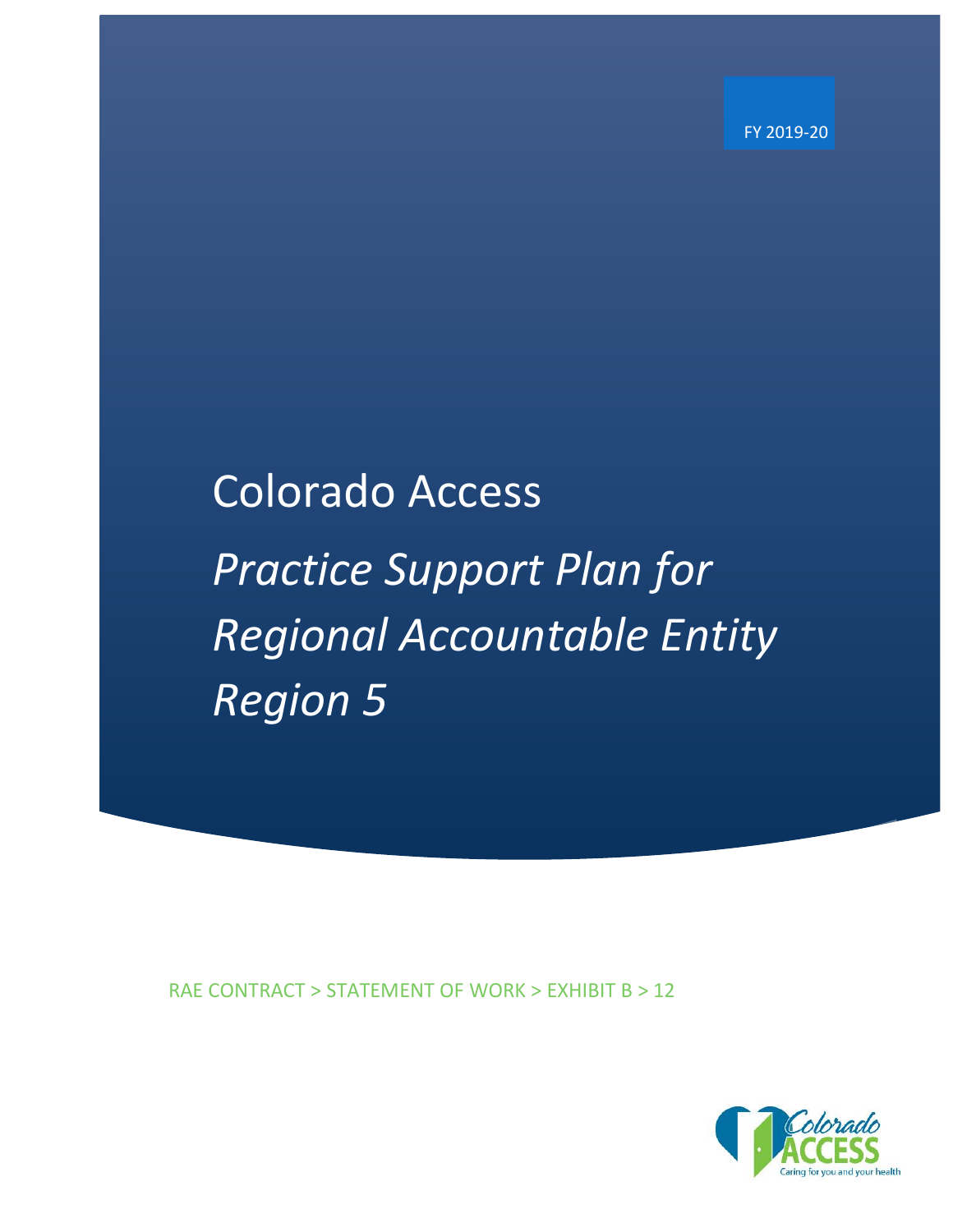FY 2019-20

# Colorado Access

# *Practice Support Plan for Regional Accountable Entity Region 5*

RAE CONTRACT > STATEMENT OF WORK > EXHIBIT B > 12

Colorado ACCESS

Caring for you and your health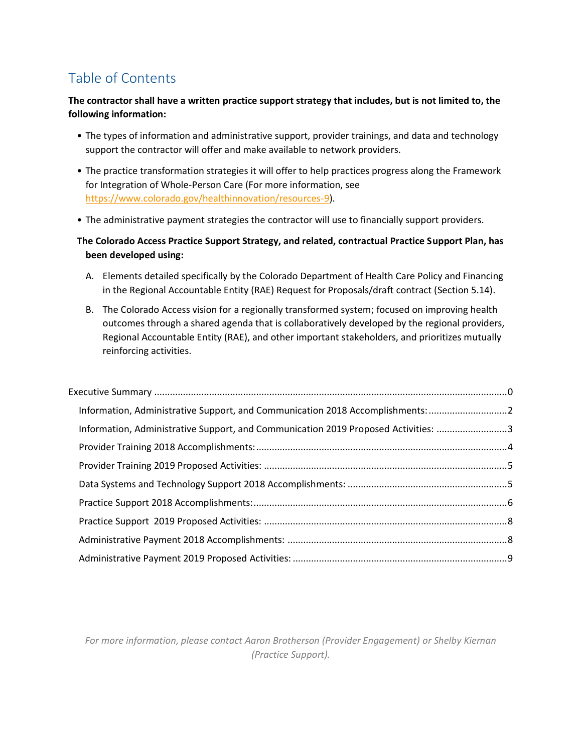# Table of Contents

**The contractor shall have a written practice support strategy that includes, but is not limited to, the following information:**

- The types of information and administrative support, provider trainings, and data and technology support the contractor will offer and make available to network providers.
- The practice transformation strategies it will offer to help practices progress along the Framework for Integration of Whole-Person Care (For more information, see https://www.colorado.gov/healthinnovation/resources-9).
- The administrative payment strategies the contractor will use to financially support providers.

**The Colorado Access Practice Support Strategy, and related, contractual Practice Support Plan, has been developed using:**

A. Elements detailed specifically by the Colorado Department of Health Care Policy and Financing in the Regional Accountable Entity (RAE) Request for Proposals/draft contract (Section 5.14).

B. The Colorado Access vision for a regionally transformed system; focused on improving health outcomes through a shared agenda that is collaboratively developed by the regional providers, Regional Accountable Entity (RAE), and other important stakeholders, and prioritizes mutually reinforcing activities.

Executive Summary ....................................................................................................................................0

- Information, Administrative Support, and Communication 2018 Accomplishments: ..............................2
- Information, Administrative Support, and Communication 2019 Proposed Activities: ...........................3
- Provider Training 2018 Accomplishments: ...............................................................................................4
- Provider Training 2019 Proposed Activities: ............................................................................................5
- Data Systems and Technology Support 2018 Accomplishments: ............................................................5
- Practice Support 2018 Accomplishments: ................................................................................................6
- Practice Support 2019 Proposed Activities: ............................................................................................8
- Administrative Payment 2018 Accomplishments: ...................................................................................8
- Administrative Payment 2019 Proposed Activities: .................................................................................9

*For more information, please contact Aaron Brotherson (Provider Engagement) or Shelby Kiernan (Practice Support).*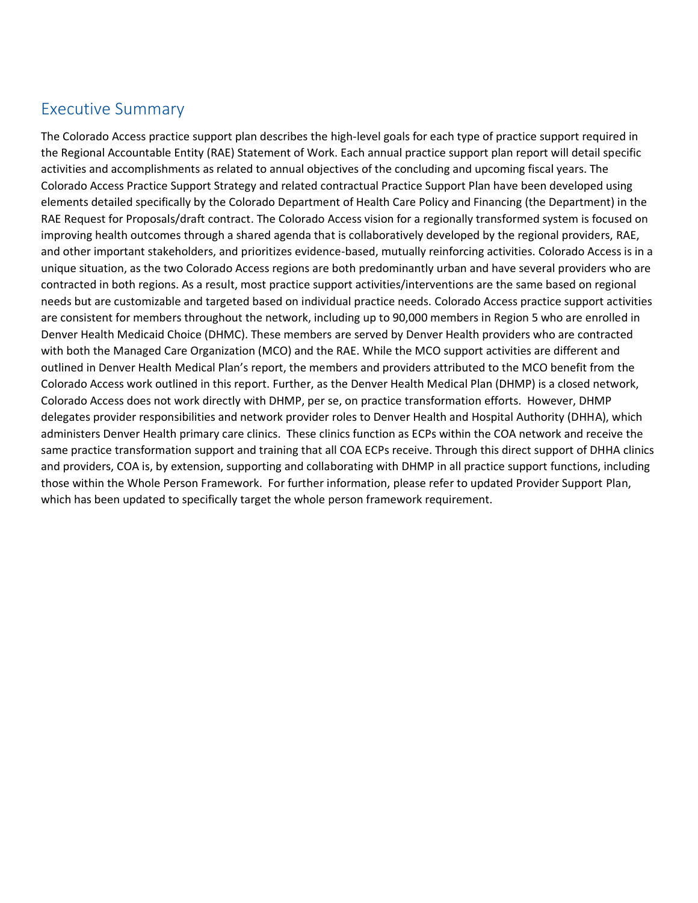## Executive Summary

The Colorado Access practice support plan describes the high-level goals for each type of practice support required in the Regional Accountable Entity (RAE) Statement of Work. Each annual practice support plan report will detail specific activities and accomplishments as related to annual objectives of the concluding and upcoming fiscal years. The Colorado Access Practice Support Strategy and related contractual Practice Support Plan have been developed using elements detailed specifically by the Colorado Department of Health Care Policy and Financing (the Department) in the RAE Request for Proposals/draft contract. The Colorado Access vision for a regionally transformed system is focused on improving health outcomes through a shared agenda that is collaboratively developed by the regional providers, RAE, and other important stakeholders, and prioritizes evidence-based, mutually reinforcing activities. Colorado Access is in a unique situation, as the two Colorado Access regions are both predominantly urban and have several providers who are contracted in both regions. As a result, most practice support activities/interventions are the same based on regional needs but are customizable and targeted based on individual practice needs. Colorado Access practice support activities are consistent for members throughout the network, including up to 90,000 members in Region 5 who are enrolled in Denver Health Medicaid Choice (DHMC). These members are served by Denver Health providers who are contracted with both the Managed Care Organization (MCO) and the RAE. While the MCO support activities are different and outlined in Denver Health Medical Plan's report, the members and providers attributed to the MCO benefit from the Colorado Access work outlined in this report. Further, as the Denver Health Medical Plan (DHMP) is a closed network, Colorado Access does not work directly with DHMP, per se, on practice transformation efforts. However, DHMP delegates provider responsibilities and network provider roles to Denver Health and Hospital Authority (DHHA), which administers Denver Health primary care clinics. These clinics function as ECPs within the COA network and receive the same practice transformation support and training that all COA ECPs receive. Through this direct support of DHHA clinics and providers, COA is, by extension, supporting and collaborating with DHMP in all practice support functions, including those within the Whole Person Framework. For further information, please refer to updated Provider Support Plan, which has been updated to specifically target the whole person framework requirement.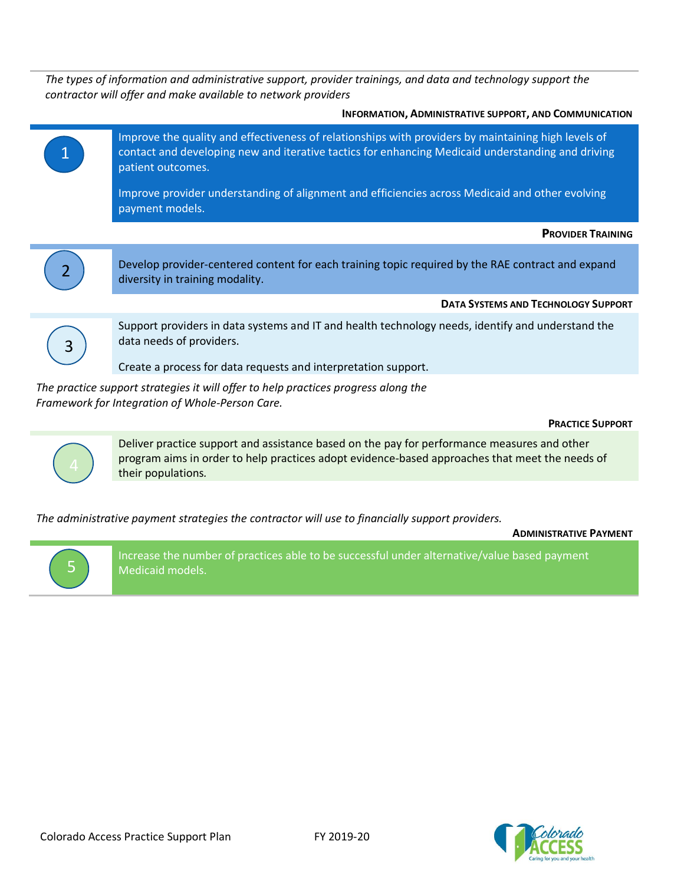*The types of information and administrative support, provider trainings, and data and technology support the contractor will offer and make available to network providers*

**INFORMATION, ADMINISTRATIVE SUPPORT, AND COMMUNICATION**

1. Improve the quality and effectiveness of relationships with providers by maintaining high levels of contact and developing new and iterative tactics for enhancing Medicaid understanding and driving patient outcomes.

   Improve provider understanding of alignment and efficiencies across Medicaid and other evolving payment models.

**PROVIDER TRAINING**

2. Develop provider-centered content for each training topic required by the RAE contract and expand diversity in training modality.

**DATA SYSTEMS AND TECHNOLOGY SUPPORT**

3. Support providers in data systems and IT and health technology needs, identify and understand the data needs of providers.

   Create a process for data requests and interpretation support.

*The practice support strategies it will offer to help practices progress along the Framework for Integration of Whole-Person Care.*

**PRACTICE SUPPORT**

4. Deliver practice support and assistance based on the pay for performance measures and other program aims in order to help practices adopt evidence-based approaches that meet the needs of their populations.

*The administrative payment strategies the contractor will use to financially support providers.*

**ADMINISTRATIVE PAYMENT**

5. Increase the number of practices able to be successful under alternative/value based payment Medicaid models.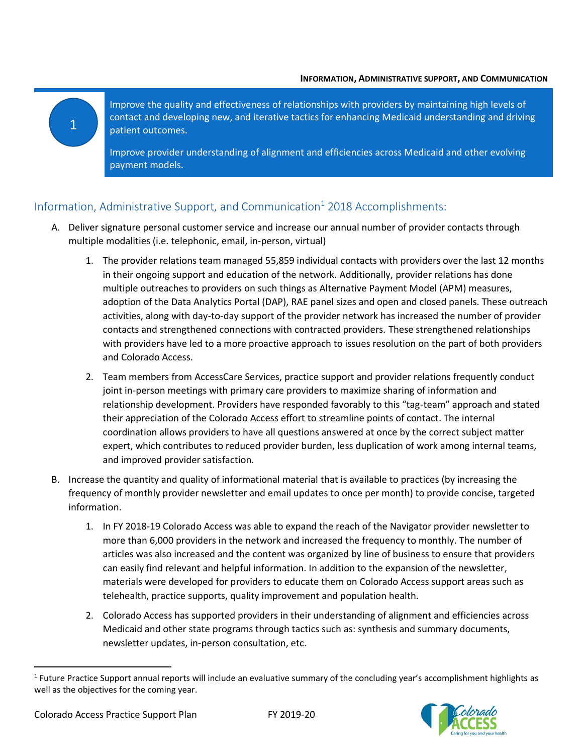**INFORMATION, ADMINISTRATIVE SUPPORT, AND COMMUNICATION**

1

Improve the quality and effectiveness of relationships with providers by maintaining high levels of contact and developing new, and iterative tactics for enhancing Medicaid understanding and driving patient outcomes.

Improve provider understanding of alignment and efficiencies across Medicaid and other evolving payment models.

## Information, Administrative Support, and Communication[1] 2018 Accomplishments:

A. Deliver signature personal customer service and increase our annual number of provider contacts through multiple modalities (i.e. telephonic, email, in-person, virtual)

   1. The provider relations team managed 55,859 individual contacts with providers over the last 12 months in their ongoing support and education of the network. Additionally, provider relations has done multiple outreaches to providers on such things as Alternative Payment Model (APM) measures, adoption of the Data Analytics Portal (DAP), RAE panel sizes and open and closed panels. These outreach activities, along with day-to-day support of the provider network has increased the number of provider contacts and strengthened connections with contracted providers. These strengthened relationships with providers have led to a more proactive approach to issues resolution on the part of both providers and Colorado Access.

   2. Team members from AccessCare Services, practice support and provider relations frequently conduct joint in-person meetings with primary care providers to maximize sharing of information and relationship development. Providers have responded favorably to this "tag-team" approach and stated their appreciation of the Colorado Access effort to streamline points of contact. The internal coordination allows providers to have all questions answered at once by the correct subject matter expert, which contributes to reduced provider burden, less duplication of work among internal teams, and improved provider satisfaction.

B. Increase the quantity and quality of informational material that is available to practices (by increasing the frequency of monthly provider newsletter and email updates to once per month) to provide concise, targeted information.

   1. In FY 2018-19 Colorado Access was able to expand the reach of the Navigator provider newsletter to more than 6,000 providers in the network and increased the frequency to monthly. The number of articles was also increased and the content was organized by line of business to ensure that providers can easily find relevant and helpful information. In addition to the expansion of the newsletter, materials were developed for providers to educate them on Colorado Access support areas such as telehealth, practice supports, quality improvement and population health.

   2. Colorado Access has supported providers in their understanding of alignment and efficiencies across Medicaid and other state programs through tactics such as: synthesis and summary documents, newsletter updates, in-person consultation, etc.

[1] Future Practice Support annual reports will include an evaluative summary of the concluding year's accomplishment highlights as well as the objectives for the coming year.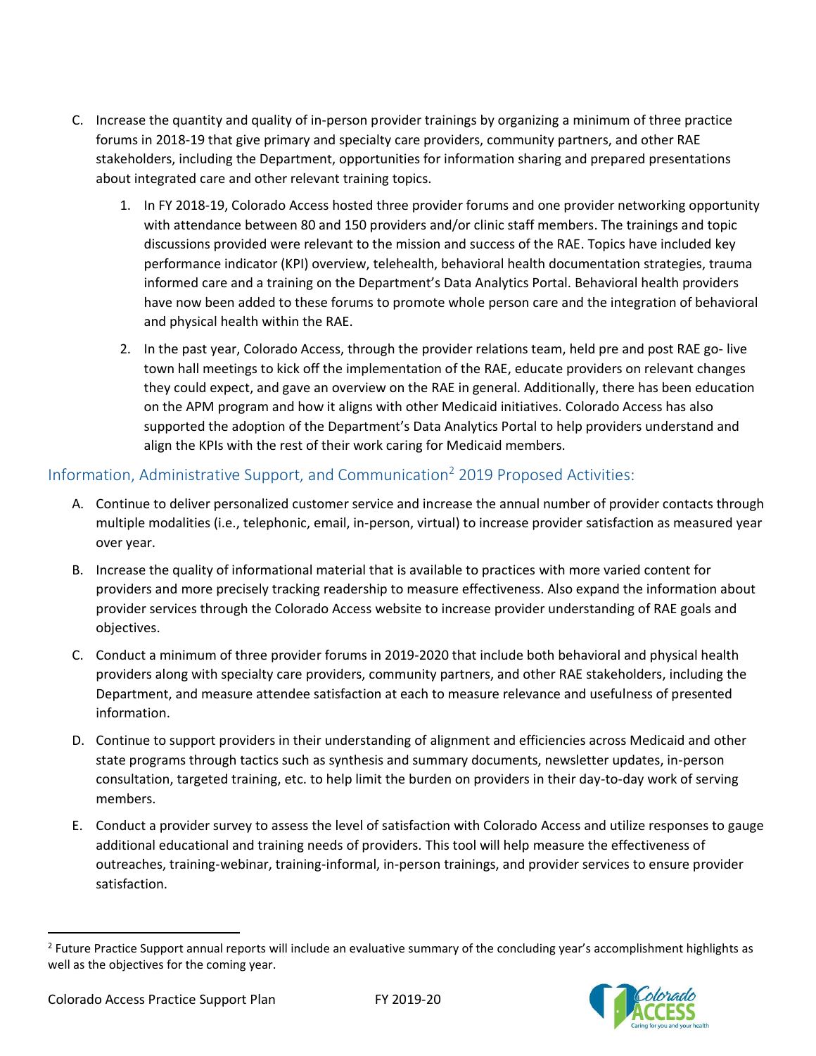C. Increase the quantity and quality of in-person provider trainings by organizing a minimum of three practice forums in 2018-19 that give primary and specialty care providers, community partners, and other RAE stakeholders, including the Department, opportunities for information sharing and prepared presentations about integrated care and other relevant training topics.

   1. In FY 2018-19, Colorado Access hosted three provider forums and one provider networking opportunity with attendance between 80 and 150 providers and/or clinic staff members. The trainings and topic discussions provided were relevant to the mission and success of the RAE. Topics have included key performance indicator (KPI) overview, telehealth, behavioral health documentation strategies, trauma informed care and a training on the Department's Data Analytics Portal. Behavioral health providers have now been added to these forums to promote whole person care and the integration of behavioral and physical health within the RAE.

   2. In the past year, Colorado Access, through the provider relations team, held pre and post RAE go- live town hall meetings to kick off the implementation of the RAE, educate providers on relevant changes they could expect, and gave an overview on the RAE in general. Additionally, there has been education on the APM program and how it aligns with other Medicaid initiatives. Colorado Access has also supported the adoption of the Department's Data Analytics Portal to help providers understand and align the KPIs with the rest of their work caring for Medicaid members.

## Information, Administrative Support, and Communication[2] 2019 Proposed Activities:

A. Continue to deliver personalized customer service and increase the annual number of provider contacts through multiple modalities (i.e., telephonic, email, in-person, virtual) to increase provider satisfaction as measured year over year.

B. Increase the quality of informational material that is available to practices with more varied content for providers and more precisely tracking readership to measure effectiveness. Also expand the information about provider services through the Colorado Access website to increase provider understanding of RAE goals and objectives.

C. Conduct a minimum of three provider forums in 2019-2020 that include both behavioral and physical health providers along with specialty care providers, community partners, and other RAE stakeholders, including the Department, and measure attendee satisfaction at each to measure relevance and usefulness of presented information.

D. Continue to support providers in their understanding of alignment and efficiencies across Medicaid and other state programs through tactics such as synthesis and summary documents, newsletter updates, in-person consultation, targeted training, etc. to help limit the burden on providers in their day-to-day work of serving members.

E. Conduct a provider survey to assess the level of satisfaction with Colorado Access and utilize responses to gauge additional educational and training needs of providers. This tool will help measure the effectiveness of outreaches, training-webinar, training-informal, in-person trainings, and provider services to ensure provider satisfaction.

[2] Future Practice Support annual reports will include an evaluative summary of the concluding year's accomplishment highlights as well as the objectives for the coming year.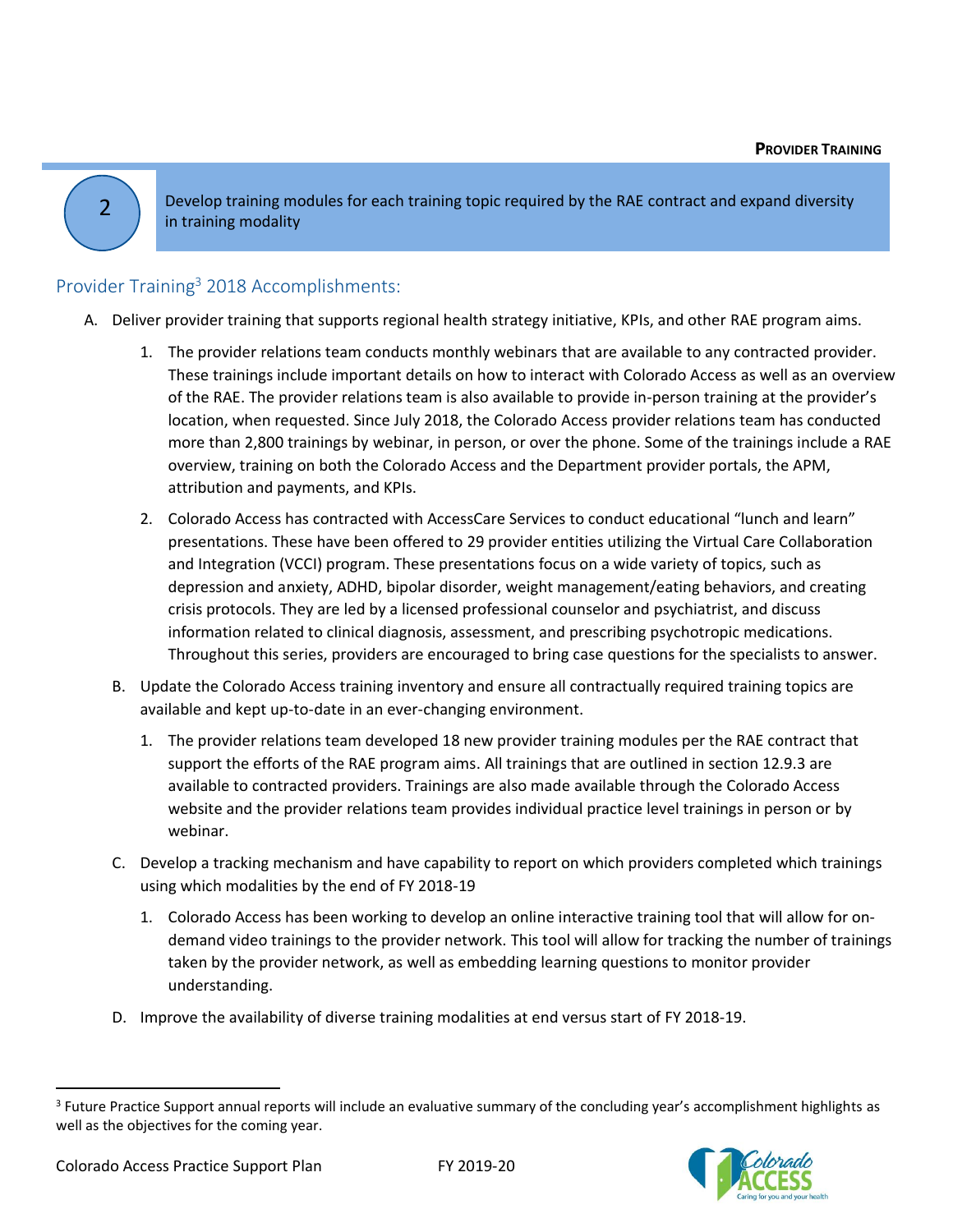2

Develop training modules for each training topic required by the RAE contract and expand diversity in training modality

## Provider Training[3] 2018 Accomplishments:

A. Deliver provider training that supports regional health strategy initiative, KPIs, and other RAE program aims.

1. The provider relations team conducts monthly webinars that are available to any contracted provider. These trainings include important details on how to interact with Colorado Access as well as an overview of the RAE. The provider relations team is also available to provide in-person training at the provider's location, when requested. Since July 2018, the Colorado Access provider relations team has conducted more than 2,800 trainings by webinar, in person, or over the phone. Some of the trainings include a RAE overview, training on both the Colorado Access and the Department provider portals, the APM, attribution and payments, and KPIs.

2. Colorado Access has contracted with AccessCare Services to conduct educational "lunch and learn" presentations. These have been offered to 29 provider entities utilizing the Virtual Care Collaboration and Integration (VCCI) program. These presentations focus on a wide variety of topics, such as depression and anxiety, ADHD, bipolar disorder, weight management/eating behaviors, and creating crisis protocols. They are led by a licensed professional counselor and psychiatrist, and discuss information related to clinical diagnosis, assessment, and prescribing psychotropic medications. Throughout this series, providers are encouraged to bring case questions for the specialists to answer.

B. Update the Colorado Access training inventory and ensure all contractually required training topics are available and kept up-to-date in an ever-changing environment.

1. The provider relations team developed 18 new provider training modules per the RAE contract that support the efforts of the RAE program aims. All trainings that are outlined in section 12.9.3 are available to contracted providers. Trainings are also made available through the Colorado Access website and the provider relations team provides individual practice level trainings in person or by webinar.

C. Develop a tracking mechanism and have capability to report on which providers completed which trainings using which modalities by the end of FY 2018-19

1. Colorado Access has been working to develop an online interactive training tool that will allow for on-demand video trainings to the provider network. This tool will allow for tracking the number of trainings taken by the provider network, as well as embedding learning questions to monitor provider understanding.

D. Improve the availability of diverse training modalities at end versus start of FY 2018-19.

---

[3] Future Practice Support annual reports will include an evaluative summary of the concluding year's accomplishment highlights as well as the objectives for the coming year.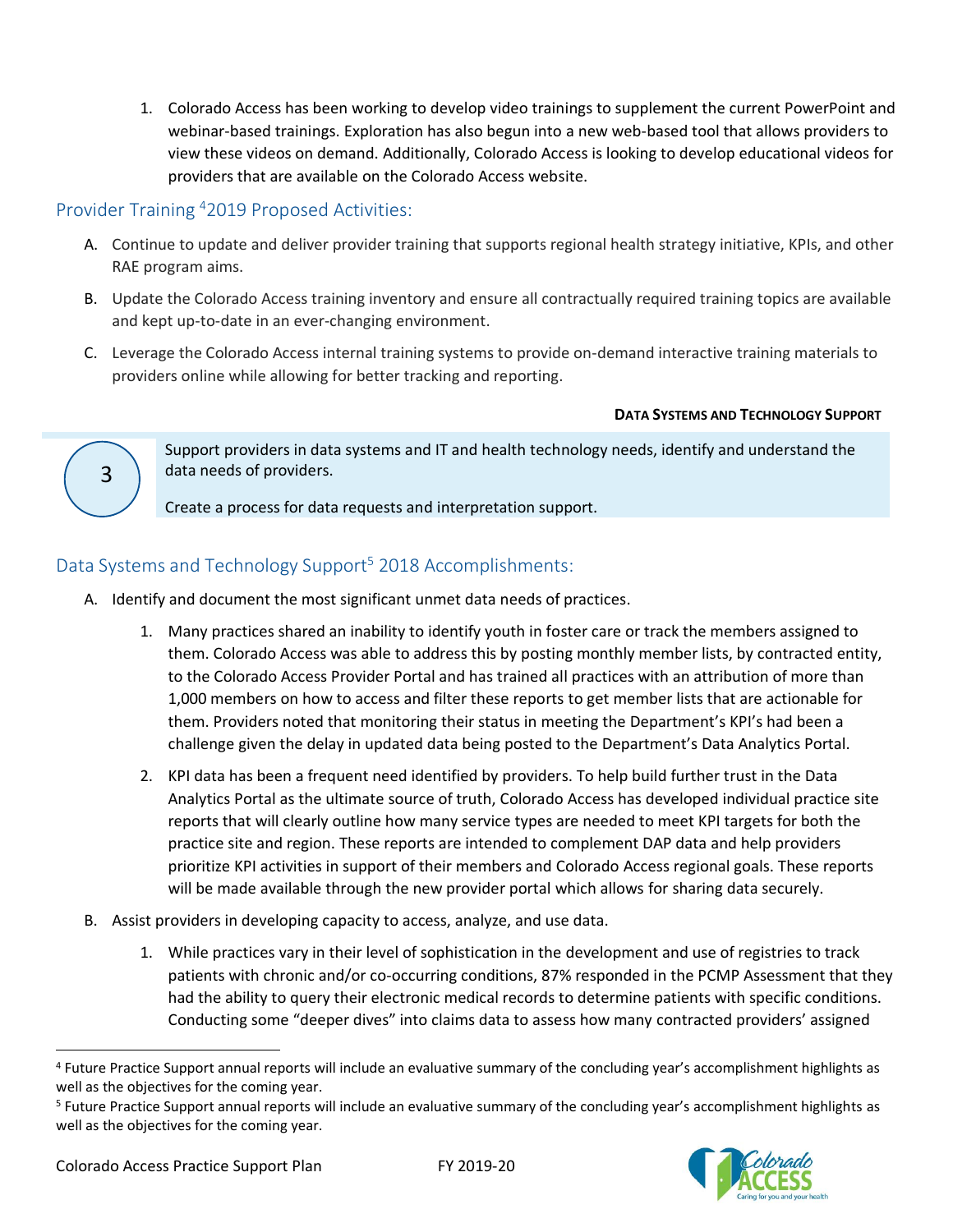1. Colorado Access has been working to develop video trainings to supplement the current PowerPoint and webinar-based trainings. Exploration has also begun into a new web-based tool that allows providers to view these videos on demand. Additionally, Colorado Access is looking to develop educational videos for providers that are available on the Colorado Access website.

## Provider Training [4]2019 Proposed Activities:

A. Continue to update and deliver provider training that supports regional health strategy initiative, KPIs, and other RAE program aims.

B. Update the Colorado Access training inventory and ensure all contractually required training topics are available and kept up-to-date in an ever-changing environment.

C. Leverage the Colorado Access internal training systems to provide on-demand interactive training materials to providers online while allowing for better tracking and reporting.

**DATA SYSTEMS AND TECHNOLOGY SUPPORT**

3

Support providers in data systems and IT and health technology needs, identify and understand the data needs of providers.

Create a process for data requests and interpretation support.

## Data Systems and Technology Support[5] 2018 Accomplishments:

A. Identify and document the most significant unmet data needs of practices.

1. Many practices shared an inability to identify youth in foster care or track the members assigned to them. Colorado Access was able to address this by posting monthly member lists, by contracted entity, to the Colorado Access Provider Portal and has trained all practices with an attribution of more than 1,000 members on how to access and filter these reports to get member lists that are actionable for them. Providers noted that monitoring their status in meeting the Department's KPI's had been a challenge given the delay in updated data being posted to the Department's Data Analytics Portal.

2. KPI data has been a frequent need identified by providers. To help build further trust in the Data Analytics Portal as the ultimate source of truth, Colorado Access has developed individual practice site reports that will clearly outline how many service types are needed to meet KPI targets for both the practice site and region. These reports are intended to complement DAP data and help providers prioritize KPI activities in support of their members and Colorado Access regional goals. These reports will be made available through the new provider portal which allows for sharing data securely.

B. Assist providers in developing capacity to access, analyze, and use data.

1. While practices vary in their level of sophistication in the development and use of registries to track patients with chronic and/or co-occurring conditions, 87% responded in the PCMP Assessment that they had the ability to query their electronic medical records to determine patients with specific conditions. Conducting some "deeper dives" into claims data to assess how many contracted providers' assigned

---

[4] Future Practice Support annual reports will include an evaluative summary of the concluding year's accomplishment highlights as well as the objectives for the coming year.

[5] Future Practice Support annual reports will include an evaluative summary of the concluding year's accomplishment highlights as well as the objectives for the coming year.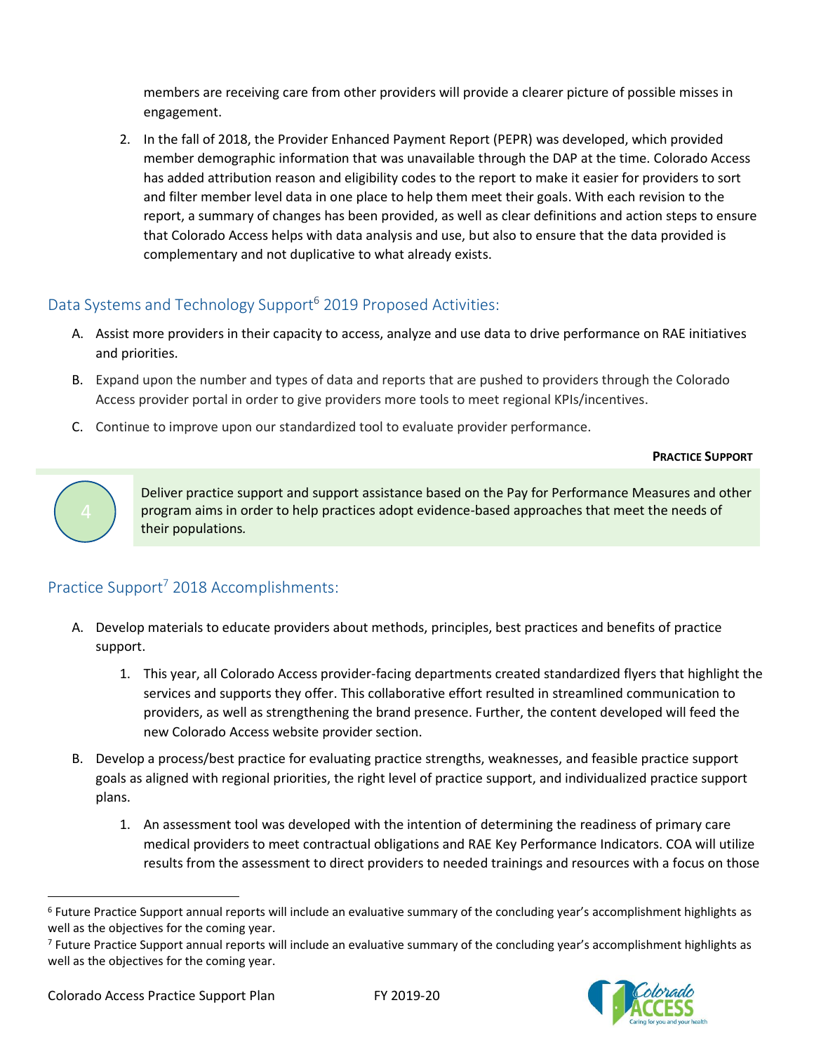members are receiving care from other providers will provide a clearer picture of possible misses in engagement.

2. In the fall of 2018, the Provider Enhanced Payment Report (PEPR) was developed, which provided member demographic information that was unavailable through the DAP at the time. Colorado Access has added attribution reason and eligibility codes to the report to make it easier for providers to sort and filter member level data in one place to help them meet their goals. With each revision to the report, a summary of changes has been provided, as well as clear definitions and action steps to ensure that Colorado Access helps with data analysis and use, but also to ensure that the data provided is complementary and not duplicative to what already exists.

## Data Systems and Technology Support[6] 2019 Proposed Activities:

A. Assist more providers in their capacity to access, analyze and use data to drive performance on RAE initiatives and priorities.

B. Expand upon the number and types of data and reports that are pushed to providers through the Colorado Access provider portal in order to give providers more tools to meet regional KPIs/incentives.

C. Continue to improve upon our standardized tool to evaluate provider performance.

**PRACTICE SUPPORT**

4

Deliver practice support and support assistance based on the Pay for Performance Measures and other program aims in order to help practices adopt evidence-based approaches that meet the needs of their populations.

## Practice Support[7] 2018 Accomplishments:

A. Develop materials to educate providers about methods, principles, best practices and benefits of practice support.

   1. This year, all Colorado Access provider-facing departments created standardized flyers that highlight the services and supports they offer. This collaborative effort resulted in streamlined communication to providers, as well as strengthening the brand presence. Further, the content developed will feed the new Colorado Access website provider section.

B. Develop a process/best practice for evaluating practice strengths, weaknesses, and feasible practice support goals as aligned with regional priorities, the right level of practice support, and individualized practice support plans.

   1. An assessment tool was developed with the intention of determining the readiness of primary care medical providers to meet contractual obligations and RAE Key Performance Indicators. COA will utilize results from the assessment to direct providers to needed trainings and resources with a focus on those

---

[6] Future Practice Support annual reports will include an evaluative summary of the concluding year's accomplishment highlights as well as the objectives for the coming year.

[7] Future Practice Support annual reports will include an evaluative summary of the concluding year's accomplishment highlights as well as the objectives for the coming year.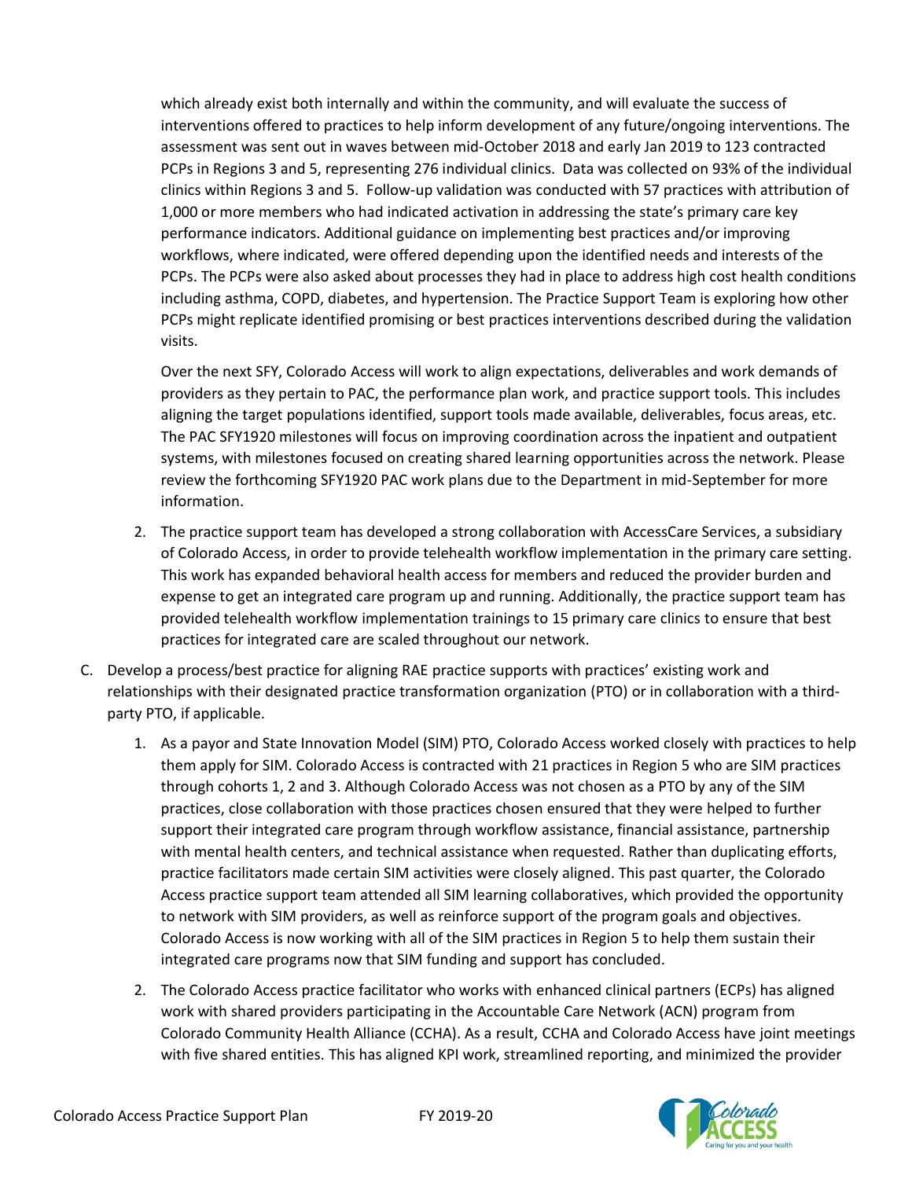which already exist both internally and within the community, and will evaluate the success of interventions offered to practices to help inform development of any future/ongoing interventions. The assessment was sent out in waves between mid-October 2018 and early Jan 2019 to 123 contracted PCPs in Regions 3 and 5, representing 276 individual clinics. Data was collected on 93% of the individual clinics within Regions 3 and 5. Follow-up validation was conducted with 57 practices with attribution of 1,000 or more members who had indicated activation in addressing the state's primary care key performance indicators. Additional guidance on implementing best practices and/or improving workflows, where indicated, were offered depending upon the identified needs and interests of the PCPs. The PCPs were also asked about processes they had in place to address high cost health conditions including asthma, COPD, diabetes, and hypertension. The Practice Support Team is exploring how other PCPs might replicate identified promising or best practices interventions described during the validation visits.

Over the next SFY, Colorado Access will work to align expectations, deliverables and work demands of providers as they pertain to PAC, the performance plan work, and practice support tools. This includes aligning the target populations identified, support tools made available, deliverables, focus areas, etc. The PAC SFY1920 milestones will focus on improving coordination across the inpatient and outpatient systems, with milestones focused on creating shared learning opportunities across the network. Please review the forthcoming SFY1920 PAC work plans due to the Department in mid-September for more information.

2. The practice support team has developed a strong collaboration with AccessCare Services, a subsidiary of Colorado Access, in order to provide telehealth workflow implementation in the primary care setting. This work has expanded behavioral health access for members and reduced the provider burden and expense to get an integrated care program up and running. Additionally, the practice support team has provided telehealth workflow implementation trainings to 15 primary care clinics to ensure that best practices for integrated care are scaled throughout our network.

C. Develop a process/best practice for aligning RAE practice supports with practices' existing work and relationships with their designated practice transformation organization (PTO) or in collaboration with a third-party PTO, if applicable.

1. As a payor and State Innovation Model (SIM) PTO, Colorado Access worked closely with practices to help them apply for SIM. Colorado Access is contracted with 21 practices in Region 5 who are SIM practices through cohorts 1, 2 and 3. Although Colorado Access was not chosen as a PTO by any of the SIM practices, close collaboration with those practices chosen ensured that they were helped to further support their integrated care program through workflow assistance, financial assistance, partnership with mental health centers, and technical assistance when requested. Rather than duplicating efforts, practice facilitators made certain SIM activities were closely aligned. This past quarter, the Colorado Access practice support team attended all SIM learning collaboratives, which provided the opportunity to network with SIM providers, as well as reinforce support of the program goals and objectives. Colorado Access is now working with all of the SIM practices in Region 5 to help them sustain their integrated care programs now that SIM funding and support has concluded.

2. The Colorado Access practice facilitator who works with enhanced clinical partners (ECPs) has aligned work with shared providers participating in the Accountable Care Network (ACN) program from Colorado Community Health Alliance (CCHA). As a result, CCHA and Colorado Access have joint meetings with five shared entities. This has aligned KPI work, streamlined reporting, and minimized the provider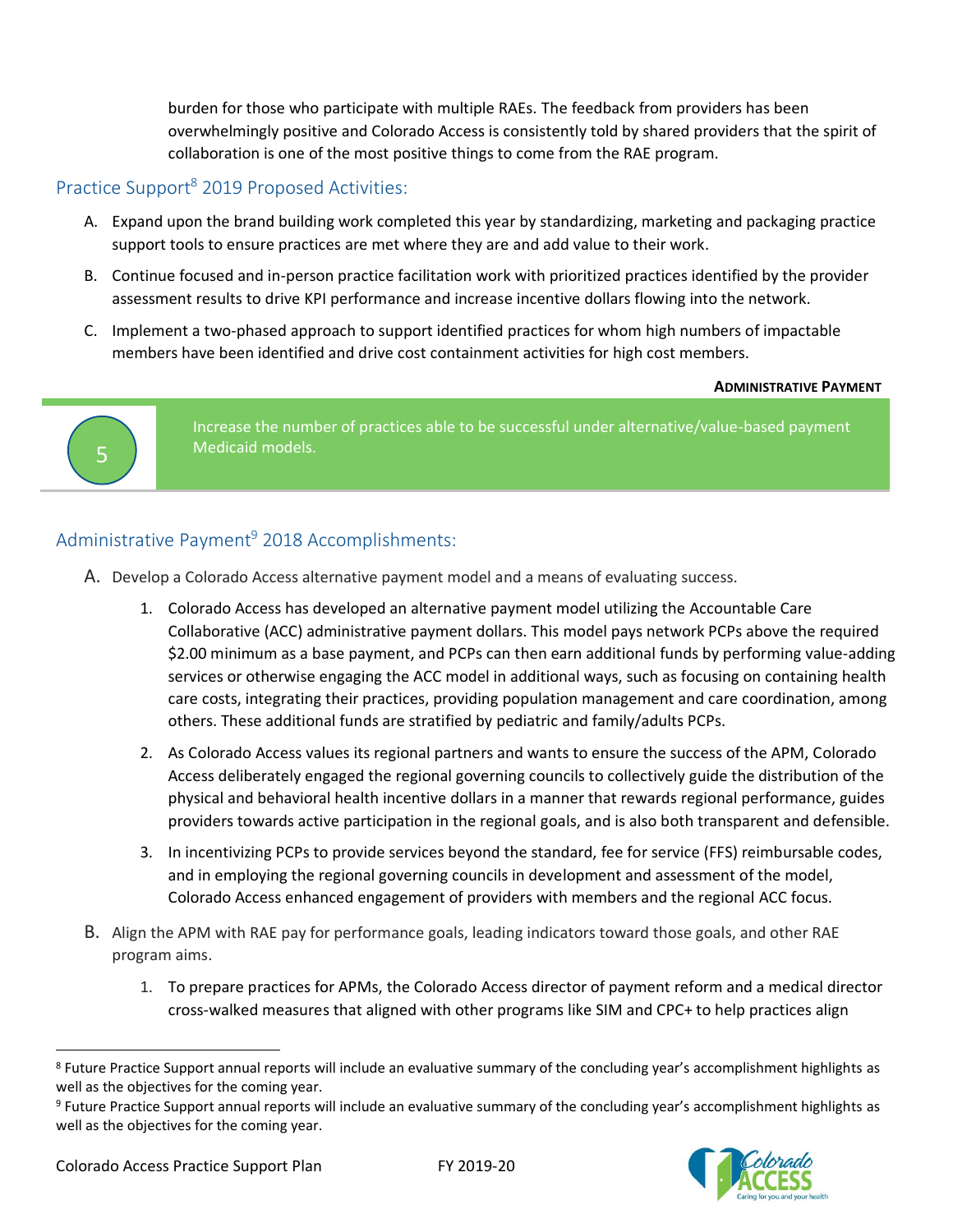burden for those who participate with multiple RAEs. The feedback from providers has been overwhelmingly positive and Colorado Access is consistently told by shared providers that the spirit of collaboration is one of the most positive things to come from the RAE program.

## Practice Support[8] 2019 Proposed Activities:

A. Expand upon the brand building work completed this year by standardizing, marketing and packaging practice support tools to ensure practices are met where they are and add value to their work.

B. Continue focused and in-person practice facilitation work with prioritized practices identified by the provider assessment results to drive KPI performance and increase incentive dollars flowing into the network.

C. Implement a two-phased approach to support identified practices for whom high numbers of impactable members have been identified and drive cost containment activities for high cost members.

**ADMINISTRATIVE PAYMENT**

**5** Increase the number of practices able to be successful under alternative/value-based payment Medicaid models.

## Administrative Payment[9] 2018 Accomplishments:

A. Develop a Colorado Access alternative payment model and a means of evaluating success.

1. Colorado Access has developed an alternative payment model utilizing the Accountable Care Collaborative (ACC) administrative payment dollars. This model pays network PCPs above the required $2.00 minimum as a base payment, and PCPs can then earn additional funds by performing value-adding services or otherwise engaging the ACC model in additional ways, such as focusing on containing health care costs, integrating their practices, providing population management and care coordination, among others. These additional funds are stratified by pediatric and family/adults PCPs.
2. As Colorado Access values its regional partners and wants to ensure the success of the APM, Colorado Access deliberately engaged the regional governing councils to collectively guide the distribution of the physical and behavioral health incentive dollars in a manner that rewards regional performance, guides providers towards active participation in the regional goals, and is also both transparent and defensible.
3. In incentivizing PCPs to provide services beyond the standard, fee for service (FFS) reimbursable codes, and in employing the regional governing councils in development and assessment of the model, Colorado Access enhanced engagement of providers with members and the regional ACC focus.

B. Align the APM with RAE pay for performance goals, leading indicators toward those goals, and other RAE program aims.

1. To prepare practices for APMs, the Colorado Access director of payment reform and a medical director cross-walked measures that aligned with other programs like SIM and CPC+ to help practices align

---

[8] Future Practice Support annual reports will include an evaluative summary of the concluding year's accomplishment highlights as well as the objectives for the coming year.

[9] Future Practice Support annual reports will include an evaluative summary of the concluding year's accomplishment highlights as well as the objectives for the coming year.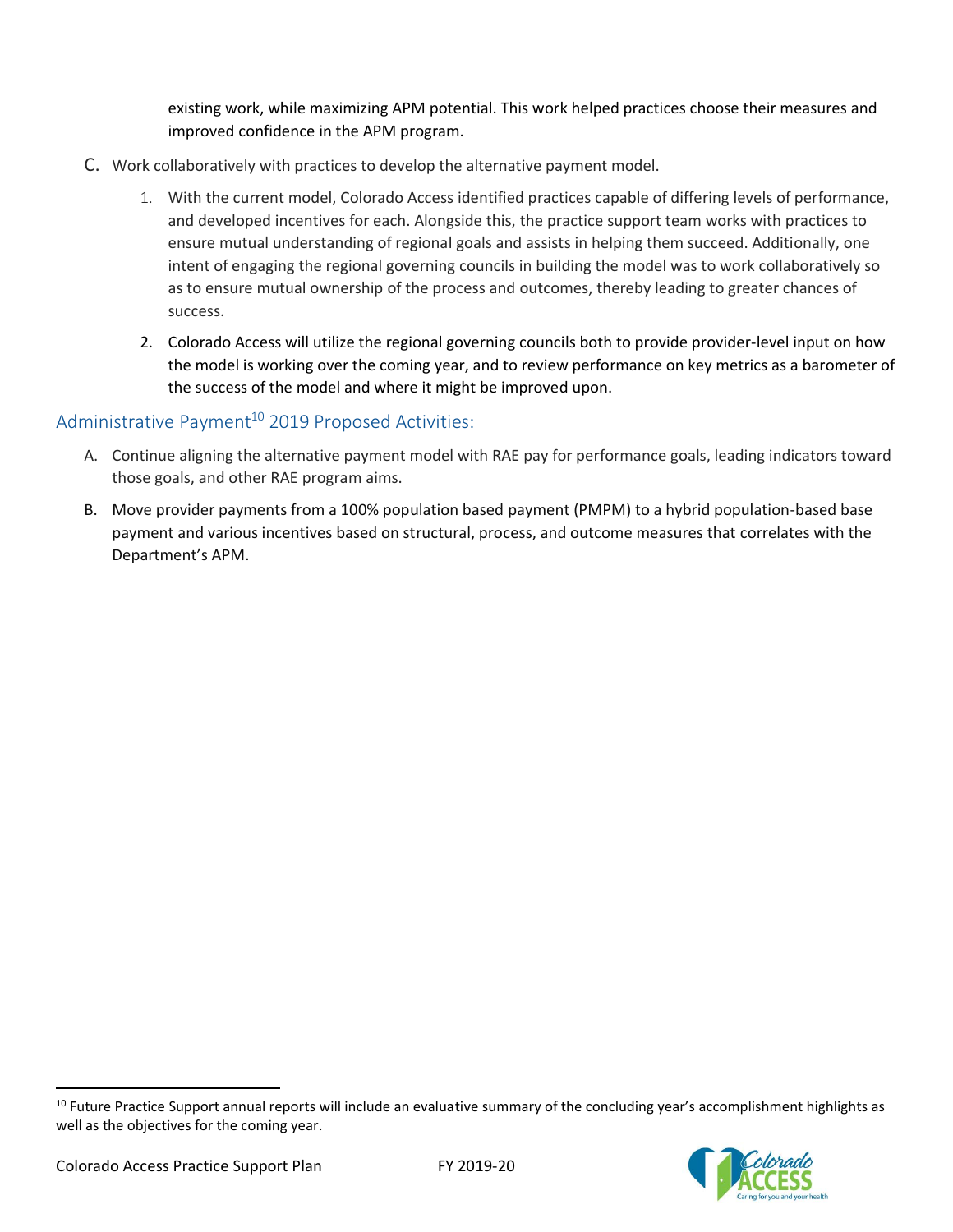existing work, while maximizing APM potential. This work helped practices choose their measures and improved confidence in the APM program.

C. Work collaboratively with practices to develop the alternative payment model.

    1. With the current model, Colorado Access identified practices capable of differing levels of performance, and developed incentives for each. Alongside this, the practice support team works with practices to ensure mutual understanding of regional goals and assists in helping them succeed. Additionally, one intent of engaging the regional governing councils in building the model was to work collaboratively so as to ensure mutual ownership of the process and outcomes, thereby leading to greater chances of success.
    2. Colorado Access will utilize the regional governing councils both to provide provider-level input on how the model is working over the coming year, and to review performance on key metrics as a barometer of the success of the model and where it might be improved upon.

## Administrative Payment[10] 2019 Proposed Activities:

A. Continue aligning the alternative payment model with RAE pay for performance goals, leading indicators toward those goals, and other RAE program aims.

B. Move provider payments from a 100% population based payment (PMPM) to a hybrid population-based base payment and various incentives based on structural, process, and outcome measures that correlates with the Department's APM.

[10] Future Practice Support annual reports will include an evaluative summary of the concluding year's accomplishment highlights as well as the objectives for the coming year.